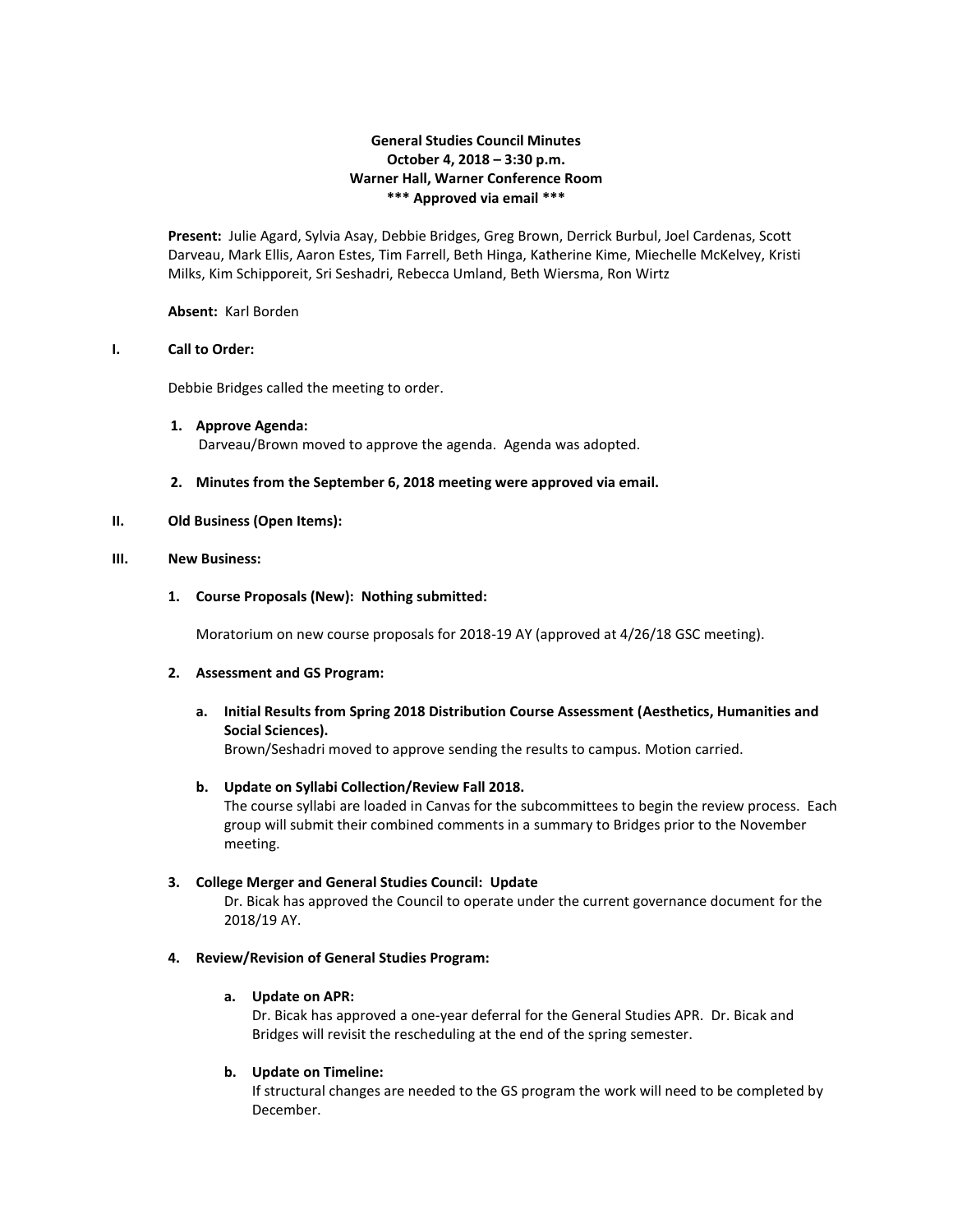**General Studies Council Minutes**
**October 4, 2018 – 3:30 p.m.**
**Warner Hall, Warner Conference Room**
**\*\*\* Approved via email \*\*\***

**Present:** Julie Agard, Sylvia Asay, Debbie Bridges, Greg Brown, Derrick Burbul, Joel Cardenas, Scott Darveau, Mark Ellis, Aaron Estes, Tim Farrell, Beth Hinga, Katherine Kime, Miechelle McKelvey, Kristi Milks, Kim Schipporeit, Sri Seshadri, Rebecca Umland, Beth Wiersma, Ron Wirtz

**Absent:** Karl Borden

## I. Call to Order:

Debbie Bridges called the meeting to order.

1. **Approve Agenda:**
   Darveau/Brown moved to approve the agenda. Agenda was adopted.

2. **Minutes from the September 6, 2018 meeting were approved via email.**

## II. Old Business (Open Items):

## III. New Business:

1. **Course Proposals (New): Nothing submitted:**

   Moratorium on new course proposals for 2018-19 AY (approved at 4/26/18 GSC meeting).

2. **Assessment and GS Program:**

   a. **Initial Results from Spring 2018 Distribution Course Assessment (Aesthetics, Humanities and Social Sciences).**
   Brown/Seshadri moved to approve sending the results to campus. Motion carried.

   b. **Update on Syllabi Collection/Review Fall 2018.**
   The course syllabi are loaded in Canvas for the subcommittees to begin the review process. Each group will submit their combined comments in a summary to Bridges prior to the November meeting.

3. **College Merger and General Studies Council: Update**
   Dr. Bicak has approved the Council to operate under the current governance document for the 2018/19 AY.

4. **Review/Revision of General Studies Program:**

   a. **Update on APR:**
   Dr. Bicak has approved a one-year deferral for the General Studies APR. Dr. Bicak and Bridges will revisit the rescheduling at the end of the spring semester.

   b. **Update on Timeline:**
   If structural changes are needed to the GS program the work will need to be completed by December.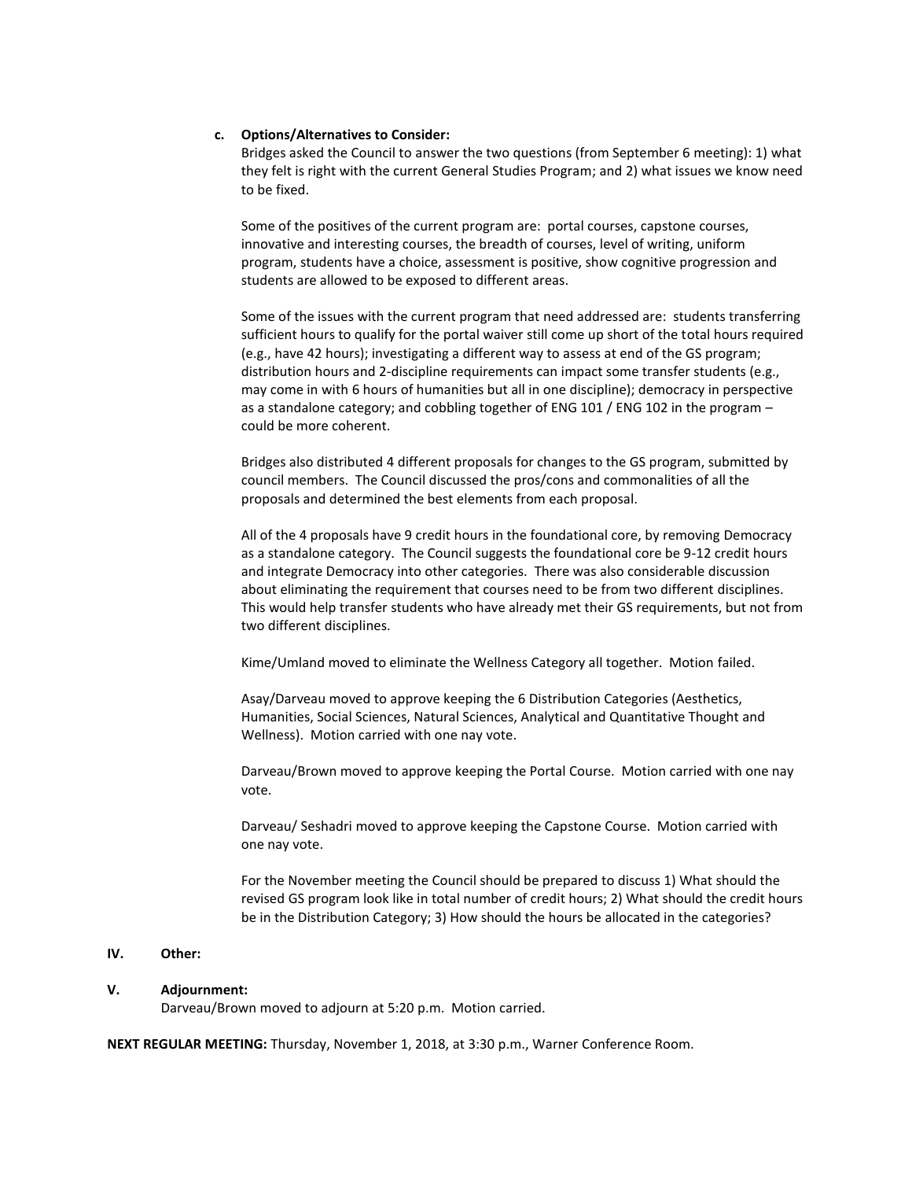**c. Options/Alternatives to Consider:**

Bridges asked the Council to answer the two questions (from September 6 meeting): 1) what they felt is right with the current General Studies Program; and 2) what issues we know need to be fixed.

Some of the positives of the current program are: portal courses, capstone courses, innovative and interesting courses, the breadth of courses, level of writing, uniform program, students have a choice, assessment is positive, show cognitive progression and students are allowed to be exposed to different areas.

Some of the issues with the current program that need addressed are: students transferring sufficient hours to qualify for the portal waiver still come up short of the total hours required (e.g., have 42 hours); investigating a different way to assess at end of the GS program; distribution hours and 2-discipline requirements can impact some transfer students (e.g., may come in with 6 hours of humanities but all in one discipline); democracy in perspective as a standalone category; and cobbling together of ENG 101 / ENG 102 in the program – could be more coherent.

Bridges also distributed 4 different proposals for changes to the GS program, submitted by council members. The Council discussed the pros/cons and commonalities of all the proposals and determined the best elements from each proposal.

All of the 4 proposals have 9 credit hours in the foundational core, by removing Democracy as a standalone category. The Council suggests the foundational core be 9-12 credit hours and integrate Democracy into other categories. There was also considerable discussion about eliminating the requirement that courses need to be from two different disciplines. This would help transfer students who have already met their GS requirements, but not from two different disciplines.

Kime/Umland moved to eliminate the Wellness Category all together. Motion failed.

Asay/Darveau moved to approve keeping the 6 Distribution Categories (Aesthetics, Humanities, Social Sciences, Natural Sciences, Analytical and Quantitative Thought and Wellness). Motion carried with one nay vote.

Darveau/Brown moved to approve keeping the Portal Course. Motion carried with one nay vote.

Darveau/ Seshadri moved to approve keeping the Capstone Course. Motion carried with one nay vote.

For the November meeting the Council should be prepared to discuss 1) What should the revised GS program look like in total number of credit hours; 2) What should the credit hours be in the Distribution Category; 3) How should the hours be allocated in the categories?

## IV. Other:

## V. Adjournment:

Darveau/Brown moved to adjourn at 5:20 p.m. Motion carried.

**NEXT REGULAR MEETING:** Thursday, November 1, 2018, at 3:30 p.m., Warner Conference Room.